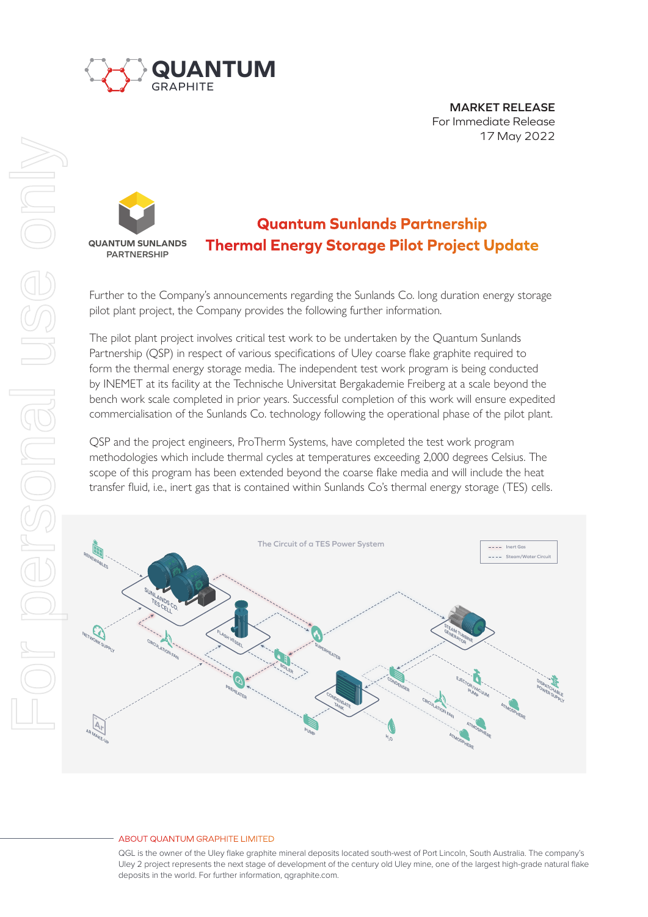# QUANTUM GRAPHITE

**MARKET RELEASE**
For Immediate Release
17 May 2022

QUANTUM SUNLANDS PARTNERSHIP

## Quantum Sunlands Partnership
## Thermal Energy Storage Pilot Project Update

Further to the Company's announcements regarding the Sunlands Co. long duration energy storage pilot plant project, the Company provides the following further information.

The pilot plant project involves critical test work to be undertaken by the Quantum Sunlands Partnership (QSP) in respect of various specifications of Uley coarse flake graphite required to form the thermal energy storage media. The independent test work program is being conducted by INEMET at its facility at the Technische Universitat Bergakademie Freiberg at a scale beyond the bench work scale completed in prior years. Successful completion of this work will ensure expedited commercialisation of the Sunlands Co. technology following the operational phase of the pilot plant.

QSP and the project engineers, ProTherm Systems, have completed the test work program methodologies which include thermal cycles at temperatures exceeding 2,000 degrees Celsius. The scope of this program has been extended beyond the coarse flake media and will include the heat transfer fluid, i.e., inert gas that is contained within Sunlands Co's thermal energy storage (TES) cells.

The Circuit of a TES Power System

### ABOUT QUANTUM GRAPHITE LIMITED

QGL is the owner of the Uley flake graphite mineral deposits located south-west of Port Lincoln, South Australia. The company's Uley 2 project represents the next stage of development of the century old Uley mine, one of the largest high-grade natural flake deposits in the world. For further information, qgraphite.com.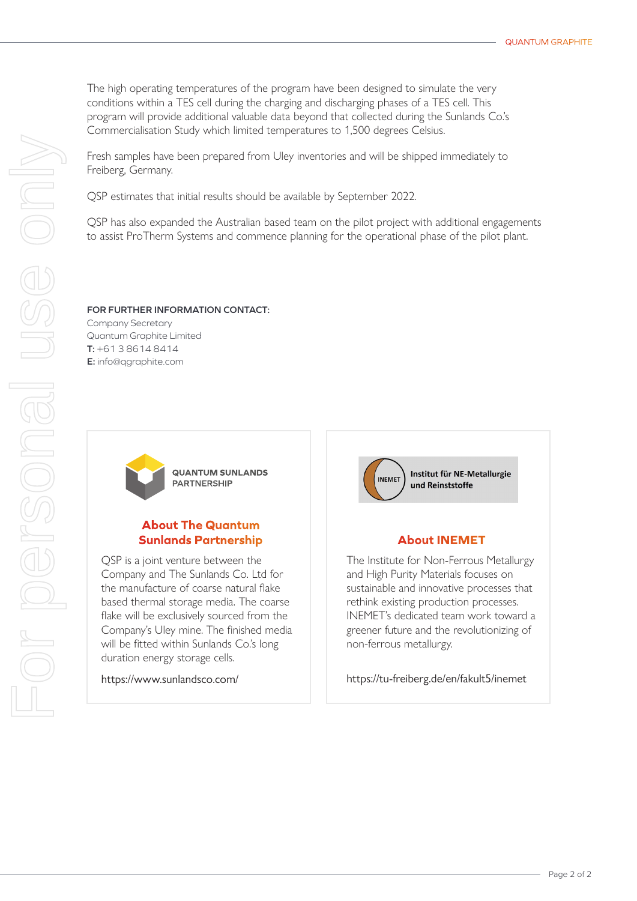The high operating temperatures of the program have been designed to simulate the very conditions within a TES cell during the charging and discharging phases of a TES cell. This program will provide additional valuable data beyond that collected during the Sunlands Co.'s Commercialisation Study which limited temperatures to 1,500 degrees Celsius.

Fresh samples have been prepared from Uley inventories and will be shipped immediately to Freiberg, Germany.

QSP estimates that initial results should be available by September 2022.

QSP has also expanded the Australian based team on the pilot project with additional engagements to assist ProTherm Systems and commence planning for the operational phase of the pilot plant.

**FOR FURTHER INFORMATION CONTACT:**

Company Secretary
Quantum Graphite Limited
**T:** +61 3 8614 8414
**E:** info@qgraphite.com

QUANTUM SUNLANDS PARTNERSHIP

## About The Quantum Sunlands Partnership

QSP is a joint venture between the Company and The Sunlands Co. Ltd for the manufacture of coarse natural flake based thermal storage media. The coarse flake will be exclusively sourced from the Company's Uley mine. The finished media will be fitted within Sunlands Co.'s long duration energy storage cells.

https://www.sunlandsco.com/

INEMET Institut für NE-Metallurgie und Reinststoffe

## About INEMET

The Institute for Non-Ferrous Metallurgy and High Purity Materials focuses on sustainable and innovative processes that rethink existing production processes. INEMET's dedicated team work toward a greener future and the revolutionizing of non-ferrous metallurgy.

https://tu-freiberg.de/en/fakult5/inemet